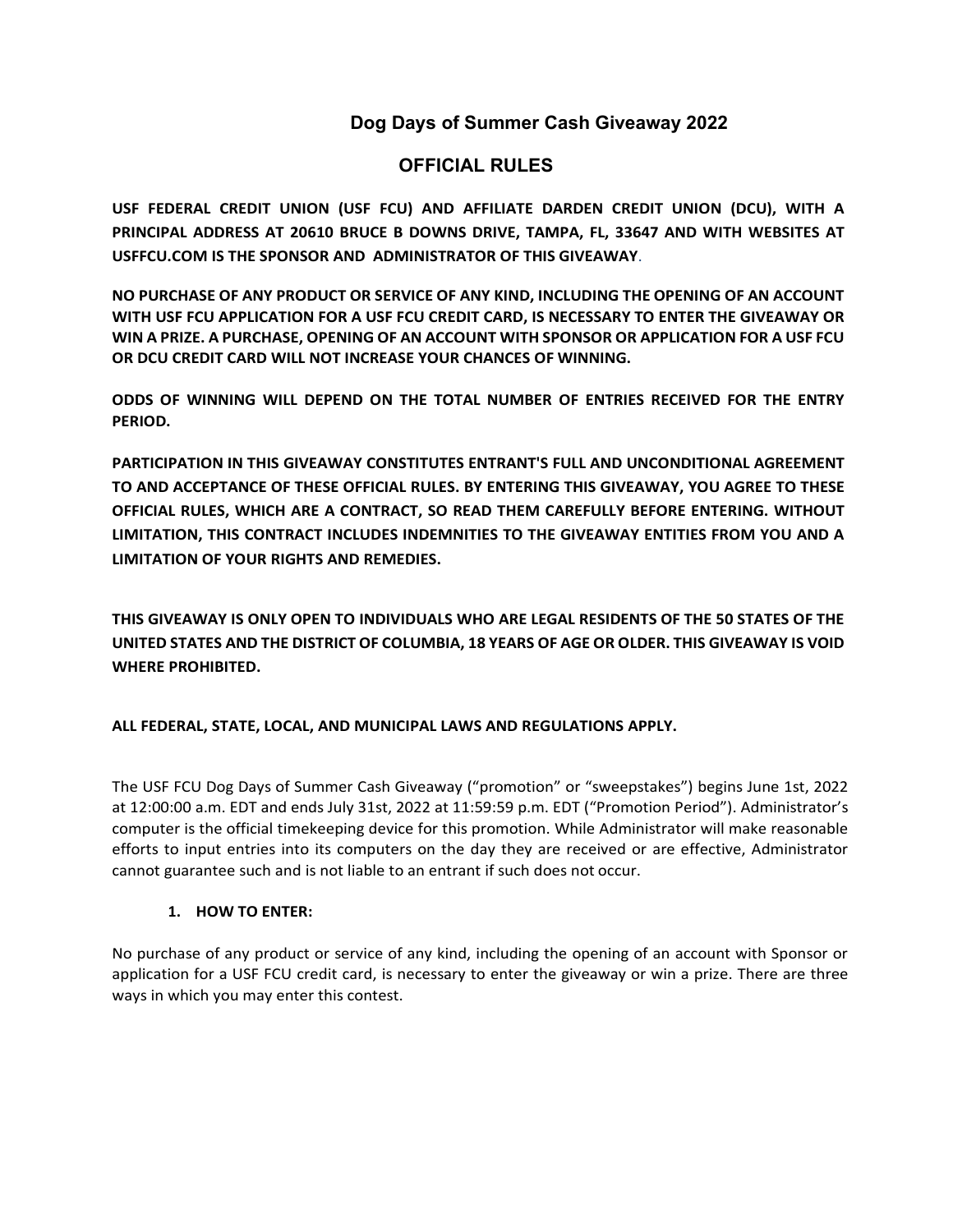# Dog Days of Summer Cash Giveaway 2022

## OFFICIAL RULES

**USF FEDERAL CREDIT UNION (USF FCU) AND AFFILIATE DARDEN CREDIT UNION (DCU), WITH A PRINCIPAL ADDRESS AT 20610 BRUCE B DOWNS DRIVE, TAMPA, FL, 33647 AND WITH WEBSITES AT USFFCU.COM IS THE SPONSOR AND ADMINISTRATOR OF THIS GIVEAWAY**.

**NO PURCHASE OF ANY PRODUCT OR SERVICE OF ANY KIND, INCLUDING THE OPENING OF AN ACCOUNT WITH USF FCU APPLICATION FOR A USF FCU CREDIT CARD, IS NECESSARY TO ENTER THE GIVEAWAY OR WIN A PRIZE. A PURCHASE, OPENING OF AN ACCOUNT WITH SPONSOR OR APPLICATION FOR A USF FCU OR DCU CREDIT CARD WILL NOT INCREASE YOUR CHANCES OF WINNING.**

**ODDS OF WINNING WILL DEPEND ON THE TOTAL NUMBER OF ENTRIES RECEIVED FOR THE ENTRY PERIOD.**

**PARTICIPATION IN THIS GIVEAWAY CONSTITUTES ENTRANT'S FULL AND UNCONDITIONAL AGREEMENT TO AND ACCEPTANCE OF THESE OFFICIAL RULES. BY ENTERING THIS GIVEAWAY, YOU AGREE TO THESE OFFICIAL RULES, WHICH ARE A CONTRACT, SO READ THEM CAREFULLY BEFORE ENTERING. WITHOUT LIMITATION, THIS CONTRACT INCLUDES INDEMNITIES TO THE GIVEAWAY ENTITIES FROM YOU AND A LIMITATION OF YOUR RIGHTS AND REMEDIES.**

**THIS GIVEAWAY IS ONLY OPEN TO INDIVIDUALS WHO ARE LEGAL RESIDENTS OF THE 50 STATES OF THE UNITED STATES AND THE DISTRICT OF COLUMBIA, 18 YEARS OF AGE OR OLDER. THIS GIVEAWAY IS VOID WHERE PROHIBITED.**

**ALL FEDERAL, STATE, LOCAL, AND MUNICIPAL LAWS AND REGULATIONS APPLY.**

The USF FCU Dog Days of Summer Cash Giveaway ("promotion" or "sweepstakes") begins June 1st, 2022 at 12:00:00 a.m. EDT and ends July 31st, 2022 at 11:59:59 p.m. EDT ("Promotion Period"). Administrator's computer is the official timekeeping device for this promotion. While Administrator will make reasonable efforts to input entries into its computers on the day they are received or are effective, Administrator cannot guarantee such and is not liable to an entrant if such does not occur.

1. **HOW TO ENTER:**

No purchase of any product or service of any kind, including the opening of an account with Sponsor or application for a USF FCU credit card, is necessary to enter the giveaway or win a prize. There are three ways in which you may enter this contest.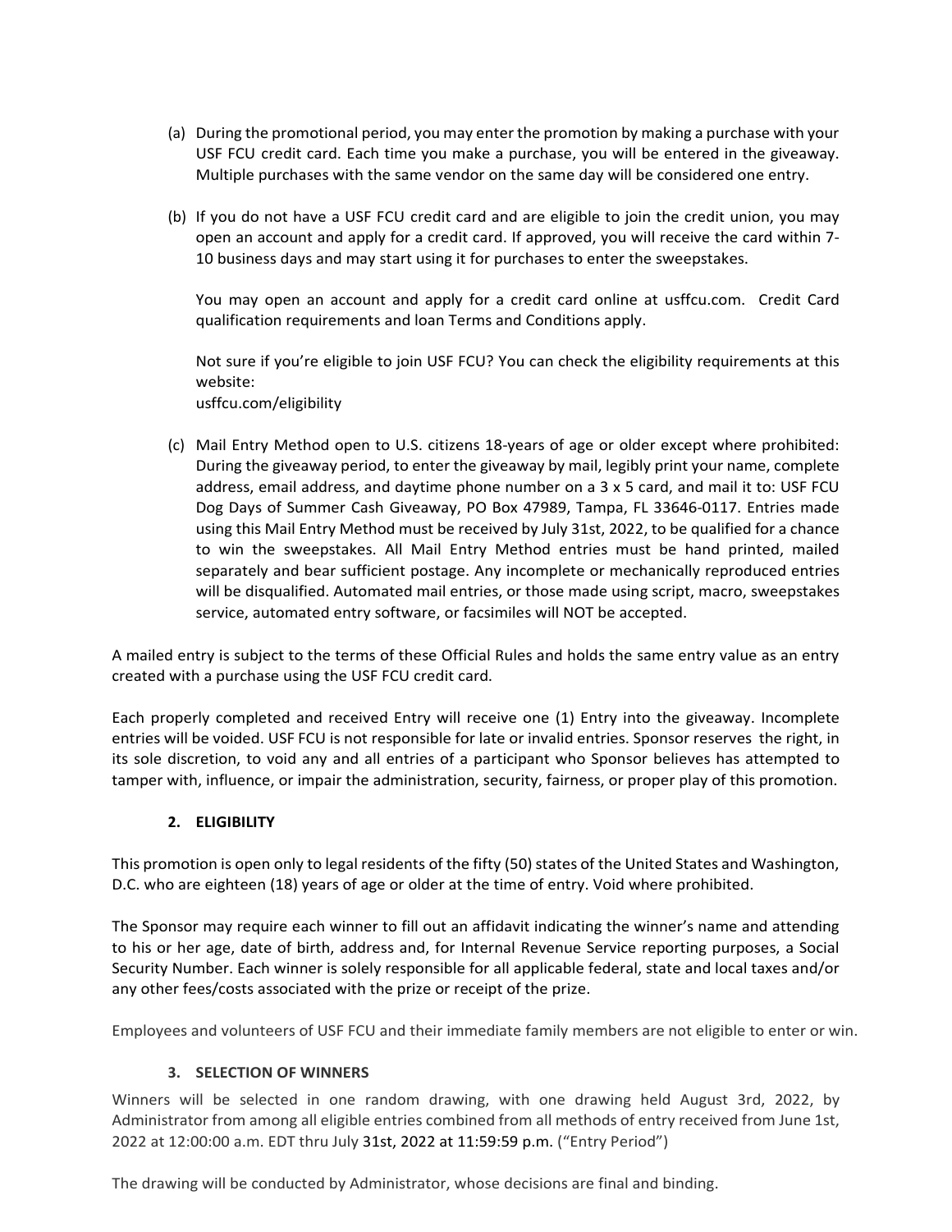(a) During the promotional period, you may enter the promotion by making a purchase with your USF FCU credit card. Each time you make a purchase, you will be entered in the giveaway. Multiple purchases with the same vendor on the same day will be considered one entry.

(b) If you do not have a USF FCU credit card and are eligible to join the credit union, you may open an account and apply for a credit card. If approved, you will receive the card within 7-10 business days and may start using it for purchases to enter the sweepstakes.

You may open an account and apply for a credit card online at usffcu.com. Credit Card qualification requirements and loan Terms and Conditions apply.

Not sure if you're eligible to join USF FCU? You can check the eligibility requirements at this website:
usffcu.com/eligibility

(c) Mail Entry Method open to U.S. citizens 18-years of age or older except where prohibited: During the giveaway period, to enter the giveaway by mail, legibly print your name, complete address, email address, and daytime phone number on a 3 x 5 card, and mail it to: USF FCU Dog Days of Summer Cash Giveaway, PO Box 47989, Tampa, FL 33646-0117. Entries made using this Mail Entry Method must be received by July 31st, 2022, to be qualified for a chance to win the sweepstakes. All Mail Entry Method entries must be hand printed, mailed separately and bear sufficient postage. Any incomplete or mechanically reproduced entries will be disqualified. Automated mail entries, or those made using script, macro, sweepstakes service, automated entry software, or facsimiles will NOT be accepted.

A mailed entry is subject to the terms of these Official Rules and holds the same entry value as an entry created with a purchase using the USF FCU credit card.

Each properly completed and received Entry will receive one (1) Entry into the giveaway. Incomplete entries will be voided. USF FCU is not responsible for late or invalid entries. Sponsor reserves the right, in its sole discretion, to void any and all entries of a participant who Sponsor believes has attempted to tamper with, influence, or impair the administration, security, fairness, or proper play of this promotion.

## 2. ELIGIBILITY

This promotion is open only to legal residents of the fifty (50) states of the United States and Washington, D.C. who are eighteen (18) years of age or older at the time of entry. Void where prohibited.

The Sponsor may require each winner to fill out an affidavit indicating the winner's name and attending to his or her age, date of birth, address and, for Internal Revenue Service reporting purposes, a Social Security Number. Each winner is solely responsible for all applicable federal, state and local taxes and/or any other fees/costs associated with the prize or receipt of the prize.

Employees and volunteers of USF FCU and their immediate family members are not eligible to enter or win.

## 3. SELECTION OF WINNERS

Winners will be selected in one random drawing, with one drawing held August 3rd, 2022, by Administrator from among all eligible entries combined from all methods of entry received from June 1st, 2022 at 12:00:00 a.m. EDT thru July 31st, 2022 at 11:59:59 p.m. ("Entry Period")

The drawing will be conducted by Administrator, whose decisions are final and binding.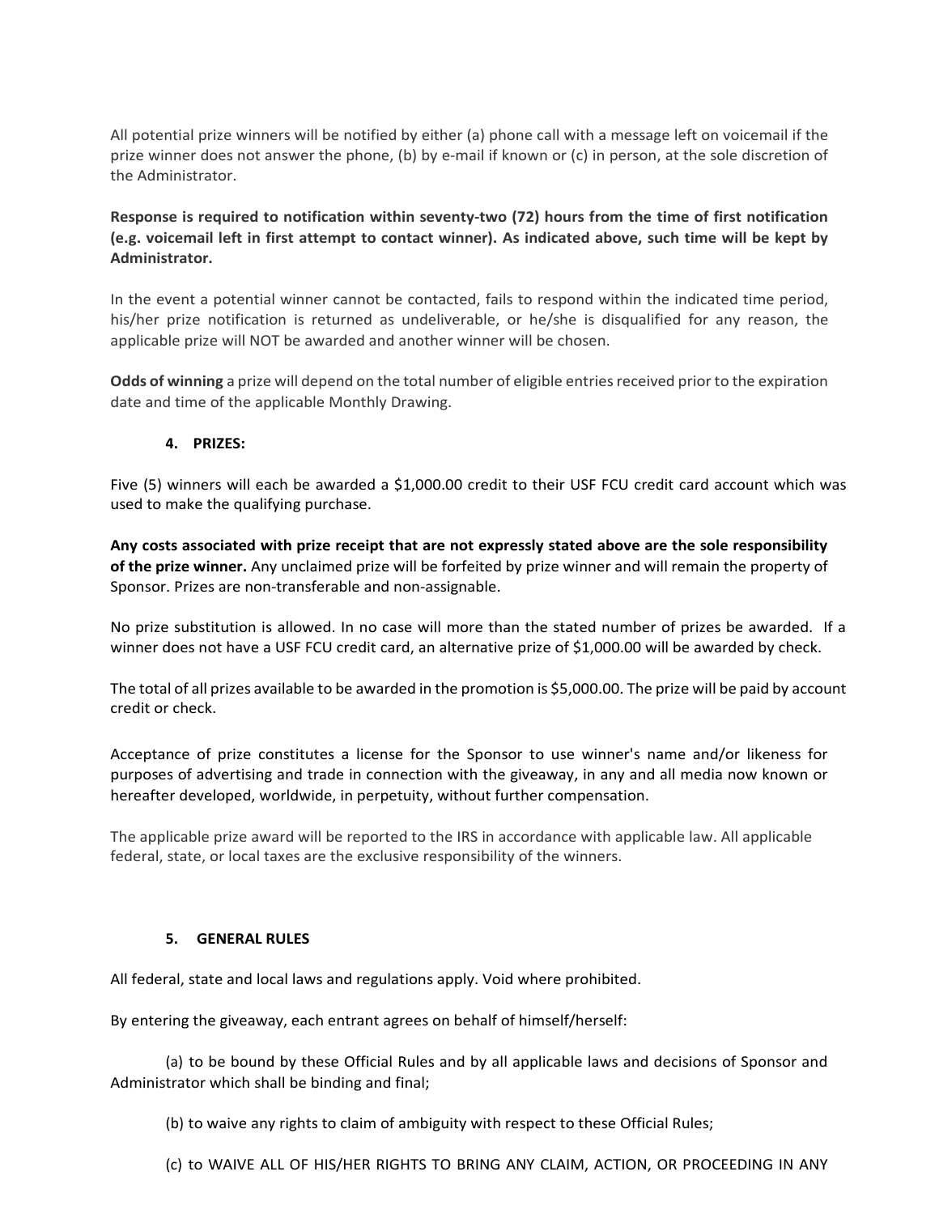All potential prize winners will be notified by either (a) phone call with a message left on voicemail if the prize winner does not answer the phone, (b) by e-mail if known or (c) in person, at the sole discretion of the Administrator.

**Response is required to notification within seventy-two (72) hours from the time of first notification (e.g. voicemail left in first attempt to contact winner). As indicated above, such time will be kept by Administrator.**

In the event a potential winner cannot be contacted, fails to respond within the indicated time period, his/her prize notification is returned as undeliverable, or he/she is disqualified for any reason, the applicable prize will NOT be awarded and another winner will be chosen.

**Odds of winning** a prize will depend on the total number of eligible entries received prior to the expiration date and time of the applicable Monthly Drawing.

### 4. PRIZES:

Five (5) winners will each be awarded a $1,000.00 credit to their USF FCU credit card account which was used to make the qualifying purchase.

**Any costs associated with prize receipt that are not expressly stated above are the sole responsibility of the prize winner.** Any unclaimed prize will be forfeited by prize winner and will remain the property of Sponsor. Prizes are non-transferable and non-assignable.

No prize substitution is allowed. In no case will more than the stated number of prizes be awarded. If a winner does not have a USF FCU credit card, an alternative prize of $1,000.00 will be awarded by check.

The total of all prizes available to be awarded in the promotion is $5,000.00. The prize will be paid by account credit or check.

Acceptance of prize constitutes a license for the Sponsor to use winner's name and/or likeness for purposes of advertising and trade in connection with the giveaway, in any and all media now known or hereafter developed, worldwide, in perpetuity, without further compensation.

The applicable prize award will be reported to the IRS in accordance with applicable law. All applicable federal, state, or local taxes are the exclusive responsibility of the winners.

### 5. GENERAL RULES

All federal, state and local laws and regulations apply. Void where prohibited.

By entering the giveaway, each entrant agrees on behalf of himself/herself:

(a) to be bound by these Official Rules and by all applicable laws and decisions of Sponsor and Administrator which shall be binding and final;

(b) to waive any rights to claim of ambiguity with respect to these Official Rules;

(c) to WAIVE ALL OF HIS/HER RIGHTS TO BRING ANY CLAIM, ACTION, OR PROCEEDING IN ANY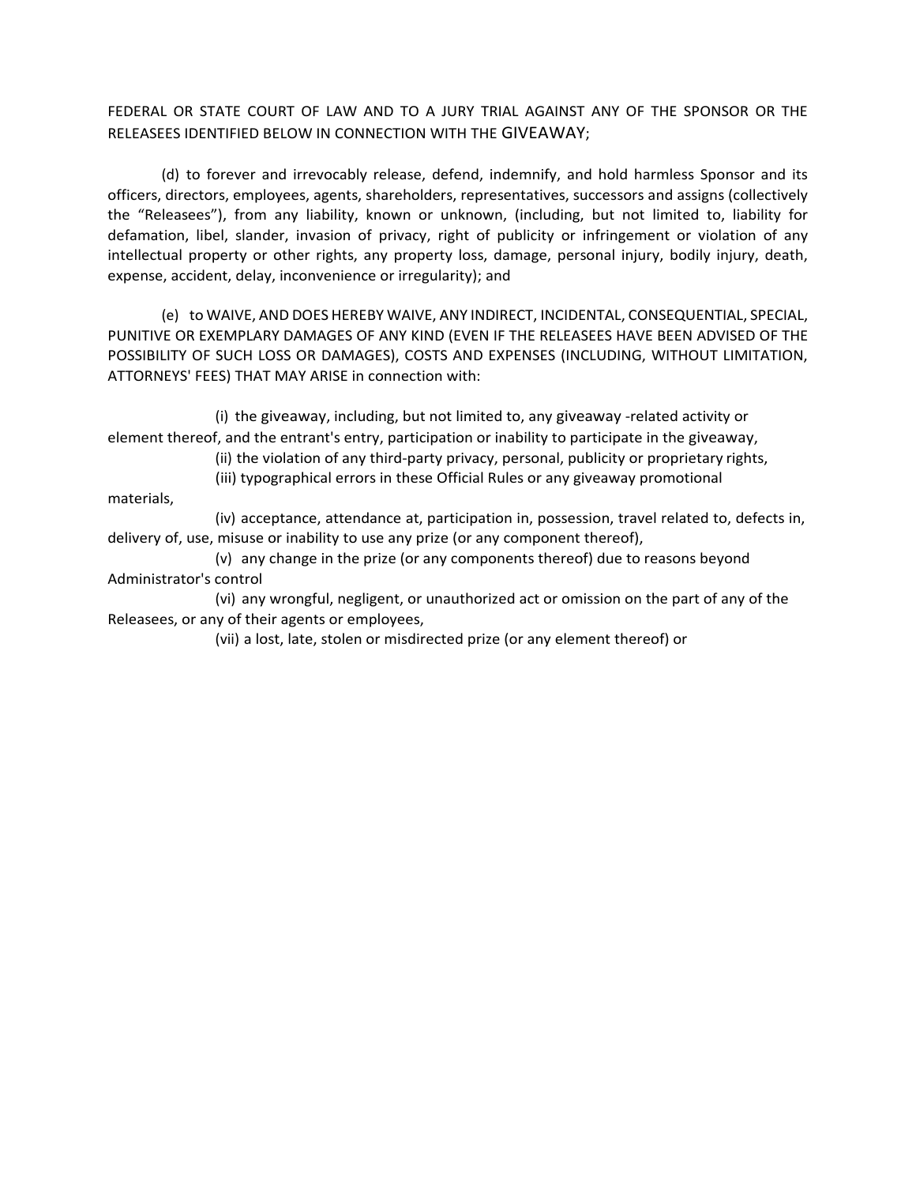FEDERAL OR STATE COURT OF LAW AND TO A JURY TRIAL AGAINST ANY OF THE SPONSOR OR THE RELEASEES IDENTIFIED BELOW IN CONNECTION WITH THE GIVEAWAY;

(d) to forever and irrevocably release, defend, indemnify, and hold harmless Sponsor and its officers, directors, employees, agents, shareholders, representatives, successors and assigns (collectively the "Releasees"), from any liability, known or unknown, (including, but not limited to, liability for defamation, libel, slander, invasion of privacy, right of publicity or infringement or violation of any intellectual property or other rights, any property loss, damage, personal injury, bodily injury, death, expense, accident, delay, inconvenience or irregularity); and

(e) to WAIVE, AND DOES HEREBY WAIVE, ANY INDIRECT, INCIDENTAL, CONSEQUENTIAL, SPECIAL, PUNITIVE OR EXEMPLARY DAMAGES OF ANY KIND (EVEN IF THE RELEASEES HAVE BEEN ADVISED OF THE POSSIBILITY OF SUCH LOSS OR DAMAGES), COSTS AND EXPENSES (INCLUDING, WITHOUT LIMITATION, ATTORNEYS' FEES) THAT MAY ARISE in connection with:

(i) the giveaway, including, but not limited to, any giveaway -related activity or element thereof, and the entrant's entry, participation or inability to participate in the giveaway,

(ii) the violation of any third-party privacy, personal, publicity or proprietary rights,

(iii) typographical errors in these Official Rules or any giveaway promotional materials,

(iv) acceptance, attendance at, participation in, possession, travel related to, defects in, delivery of, use, misuse or inability to use any prize (or any component thereof),

(v) any change in the prize (or any components thereof) due to reasons beyond Administrator's control

(vi) any wrongful, negligent, or unauthorized act or omission on the part of any of the Releasees, or any of their agents or employees,

(vii) a lost, late, stolen or misdirected prize (or any element thereof) or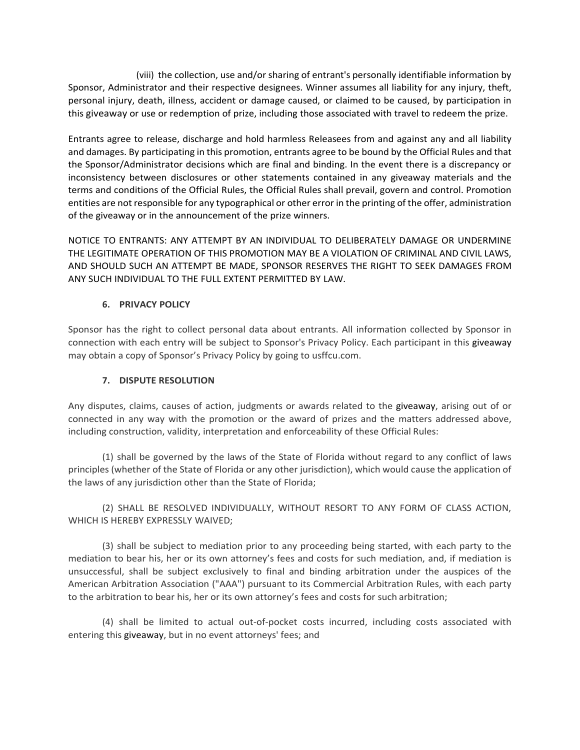(viii) the collection, use and/or sharing of entrant's personally identifiable information by Sponsor, Administrator and their respective designees. Winner assumes all liability for any injury, theft, personal injury, death, illness, accident or damage caused, or claimed to be caused, by participation in this giveaway or use or redemption of prize, including those associated with travel to redeem the prize.

Entrants agree to release, discharge and hold harmless Releasees from and against any and all liability and damages. By participating in this promotion, entrants agree to be bound by the Official Rules and that the Sponsor/Administrator decisions which are final and binding. In the event there is a discrepancy or inconsistency between disclosures or other statements contained in any giveaway materials and the terms and conditions of the Official Rules, the Official Rules shall prevail, govern and control. Promotion entities are not responsible for any typographical or other error in the printing of the offer, administration of the giveaway or in the announcement of the prize winners.

NOTICE TO ENTRANTS: ANY ATTEMPT BY AN INDIVIDUAL TO DELIBERATELY DAMAGE OR UNDERMINE THE LEGITIMATE OPERATION OF THIS PROMOTION MAY BE A VIOLATION OF CRIMINAL AND CIVIL LAWS, AND SHOULD SUCH AN ATTEMPT BE MADE, SPONSOR RESERVES THE RIGHT TO SEEK DAMAGES FROM ANY SUCH INDIVIDUAL TO THE FULL EXTENT PERMITTED BY LAW.

## 6. PRIVACY POLICY

Sponsor has the right to collect personal data about entrants. All information collected by Sponsor in connection with each entry will be subject to Sponsor's Privacy Policy. Each participant in this giveaway may obtain a copy of Sponsor's Privacy Policy by going to usffcu.com.

## 7. DISPUTE RESOLUTION

Any disputes, claims, causes of action, judgments or awards related to the giveaway, arising out of or connected in any way with the promotion or the award of prizes and the matters addressed above, including construction, validity, interpretation and enforceability of these Official Rules:

(1) shall be governed by the laws of the State of Florida without regard to any conflict of laws principles (whether of the State of Florida or any other jurisdiction), which would cause the application of the laws of any jurisdiction other than the State of Florida;

(2) SHALL BE RESOLVED INDIVIDUALLY, WITHOUT RESORT TO ANY FORM OF CLASS ACTION, WHICH IS HEREBY EXPRESSLY WAIVED;

(3) shall be subject to mediation prior to any proceeding being started, with each party to the mediation to bear his, her or its own attorney's fees and costs for such mediation, and, if mediation is unsuccessful, shall be subject exclusively to final and binding arbitration under the auspices of the American Arbitration Association ("AAA") pursuant to its Commercial Arbitration Rules, with each party to the arbitration to bear his, her or its own attorney's fees and costs for such arbitration;

(4) shall be limited to actual out-of-pocket costs incurred, including costs associated with entering this giveaway, but in no event attorneys' fees; and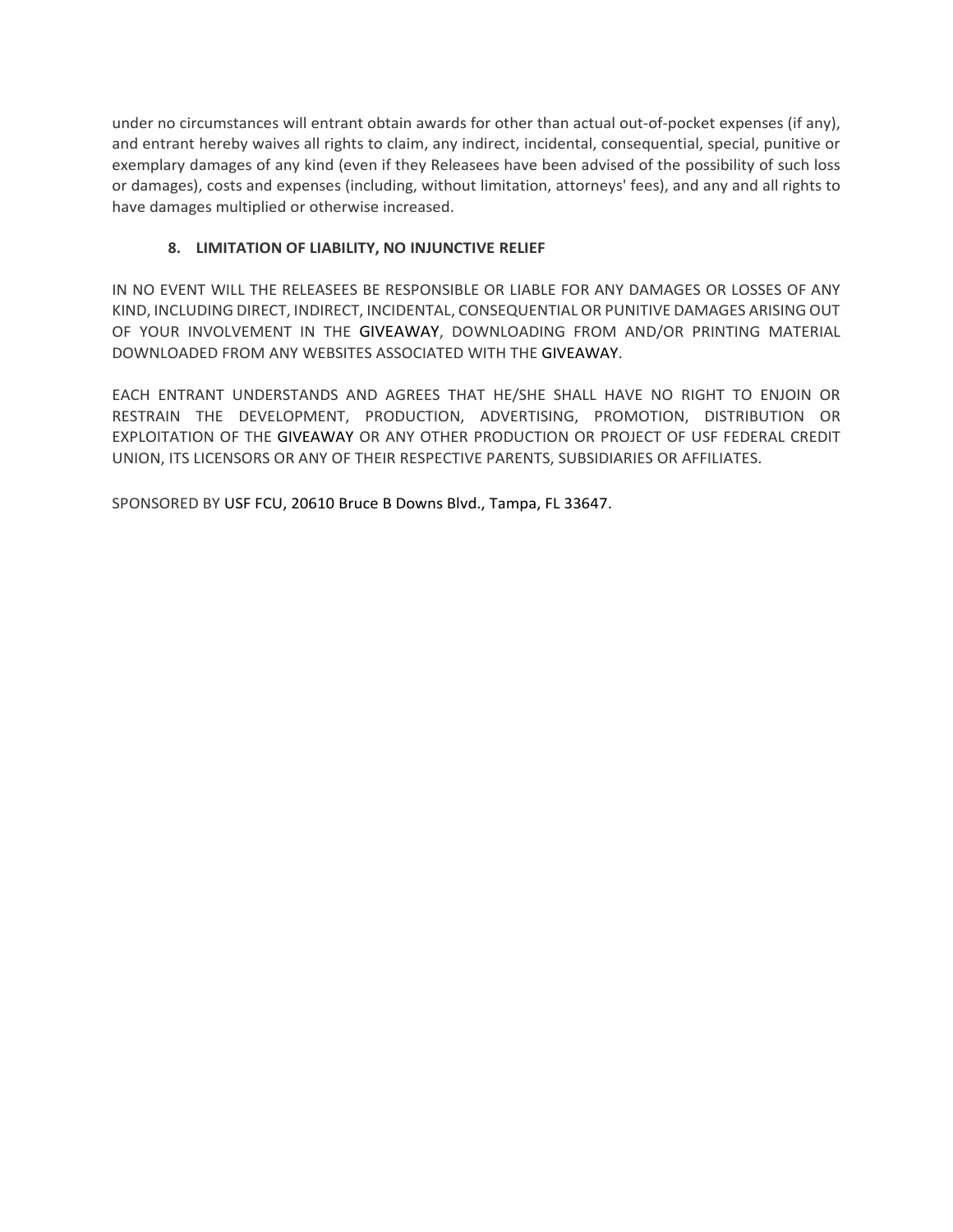under no circumstances will entrant obtain awards for other than actual out-of-pocket expenses (if any), and entrant hereby waives all rights to claim, any indirect, incidental, consequential, special, punitive or exemplary damages of any kind (even if they Releasees have been advised of the possibility of such loss or damages), costs and expenses (including, without limitation, attorneys' fees), and any and all rights to have damages multiplied or otherwise increased.

## 8. LIMITATION OF LIABILITY, NO INJUNCTIVE RELIEF

IN NO EVENT WILL THE RELEASEES BE RESPONSIBLE OR LIABLE FOR ANY DAMAGES OR LOSSES OF ANY KIND, INCLUDING DIRECT, INDIRECT, INCIDENTAL, CONSEQUENTIAL OR PUNITIVE DAMAGES ARISING OUT OF YOUR INVOLVEMENT IN THE GIVEAWAY, DOWNLOADING FROM AND/OR PRINTING MATERIAL DOWNLOADED FROM ANY WEBSITES ASSOCIATED WITH THE GIVEAWAY.

EACH ENTRANT UNDERSTANDS AND AGREES THAT HE/SHE SHALL HAVE NO RIGHT TO ENJOIN OR RESTRAIN THE DEVELOPMENT, PRODUCTION, ADVERTISING, PROMOTION, DISTRIBUTION OR EXPLOITATION OF THE GIVEAWAY OR ANY OTHER PRODUCTION OR PROJECT OF USF FEDERAL CREDIT UNION, ITS LICENSORS OR ANY OF THEIR RESPECTIVE PARENTS, SUBSIDIARIES OR AFFILIATES.

SPONSORED BY USF FCU, 20610 Bruce B Downs Blvd., Tampa, FL 33647.